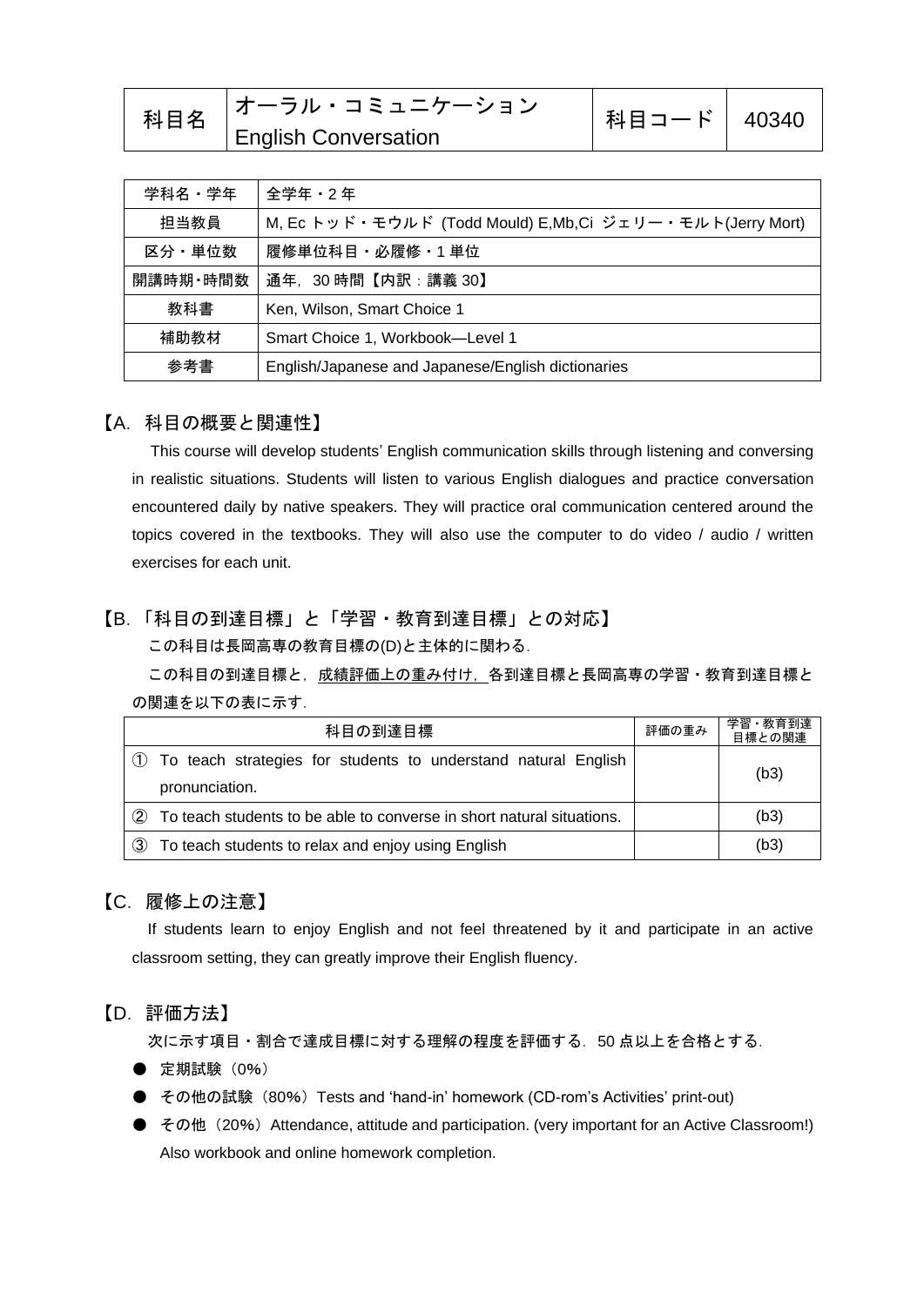| 科目名 | オーラル・コミュニケーション<br>English Conversation | 科目コード | 40340 |
|---|---|---|---|

| 学科名・学年 | 全学年・2 年 |
|---|---|
| 担当教員 | M, Ec トッド・モウルド (Todd Mould) E,Mb,Ci ジェリー・モルト(Jerry Mort) |
| 区分・単位数 | 履修単位科目・必履修・1 単位 |
| 開講時期・時間数 | 通年，30 時間【内訳：講義 30】 |
| 教科書 | Ken, Wilson, Smart Choice 1 |
| 補助教材 | Smart Choice 1, Workbook—Level 1 |
| 参考書 | English/Japanese and Japanese/English dictionaries |

## 【A. 科目の概要と関連性】

This course will develop students' English communication skills through listening and conversing in realistic situations. Students will listen to various English dialogues and practice conversation encountered daily by native speakers. They will practice oral communication centered around the topics covered in the textbooks. They will also use the computer to do video / audio / written exercises for each unit.

## 【B. 「科目の到達目標」と「学習・教育到達目標」との対応】

この科目は長岡高専の教育目標の(D)と主体的に関わる．

この科目の到達目標と，成績評価上の重み付け，各到達目標と長岡高専の学習・教育到達目標との関連を以下の表に示す．

| 科目の到達目標 | 評価の重み | 学習・教育到達目標との関連 |
|---|---|---|
| ① To teach strategies for students to understand natural English pronunciation. | | (b3) |
| ② To teach students to be able to converse in short natural situations. | | (b3) |
| ③ To teach students to relax and enjoy using English | | (b3) |

## 【C. 履修上の注意】

If students learn to enjoy English and not feel threatened by it and participate in an active classroom setting, they can greatly improve their English fluency.

## 【D. 評価方法】

次に示す項目・割合で達成目標に対する理解の程度を評価する．50 点以上を合格とする．

- 定期試験（0%）
- その他の試験（80%）Tests and 'hand-in' homework (CD-rom's Activities' print-out)
- その他（20%）Attendance, attitude and participation. (very important for an Active Classroom!) Also workbook and online homework completion.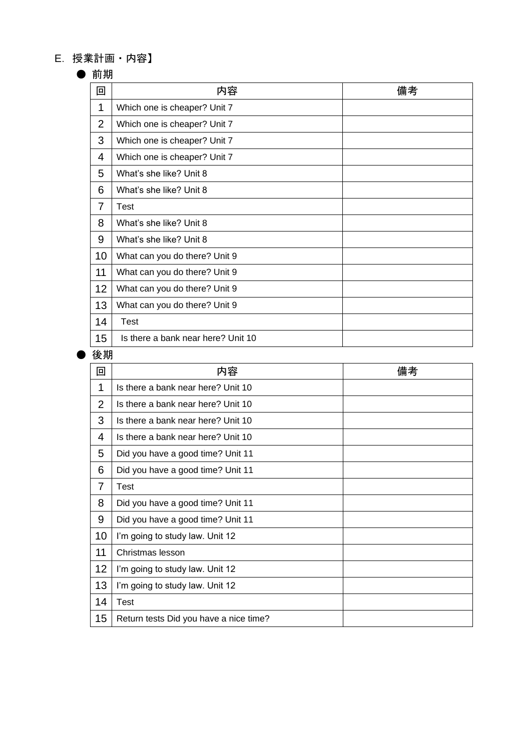E. 授業計画・内容】

● 前期

| 回 | 内容 | 備考 |
|---|---|---|
| 1 | Which one is cheaper? Unit 7 | |
| 2 | Which one is cheaper? Unit 7 | |
| 3 | Which one is cheaper? Unit 7 | |
| 4 | Which one is cheaper? Unit 7 | |
| 5 | What’s she like? Unit 8 | |
| 6 | What’s she like? Unit 8 | |
| 7 | Test | |
| 8 | What’s she like? Unit 8 | |
| 9 | What’s she like? Unit 8 | |
| 10 | What can you do there? Unit 9 | |
| 11 | What can you do there? Unit 9 | |
| 12 | What can you do there? Unit 9 | |
| 13 | What can you do there? Unit 9 | |
| 14 | Test | |
| 15 | Is there a bank near here? Unit 10 | |

● 後期

| 回 | 内容 | 備考 |
|---|---|---|
| 1 | Is there a bank near here? Unit 10 | |
| 2 | Is there a bank near here? Unit 10 | |
| 3 | Is there a bank near here? Unit 10 | |
| 4 | Is there a bank near here? Unit 10 | |
| 5 | Did you have a good time? Unit 11 | |
| 6 | Did you have a good time? Unit 11 | |
| 7 | Test | |
| 8 | Did you have a good time? Unit 11 | |
| 9 | Did you have a good time? Unit 11 | |
| 10 | I’m going to study law. Unit 12 | |
| 11 | Christmas lesson | |
| 12 | I’m going to study law. Unit 12 | |
| 13 | I’m going to study law. Unit 12 | |
| 14 | Test | |
| 15 | Return tests Did you have a nice time? | |